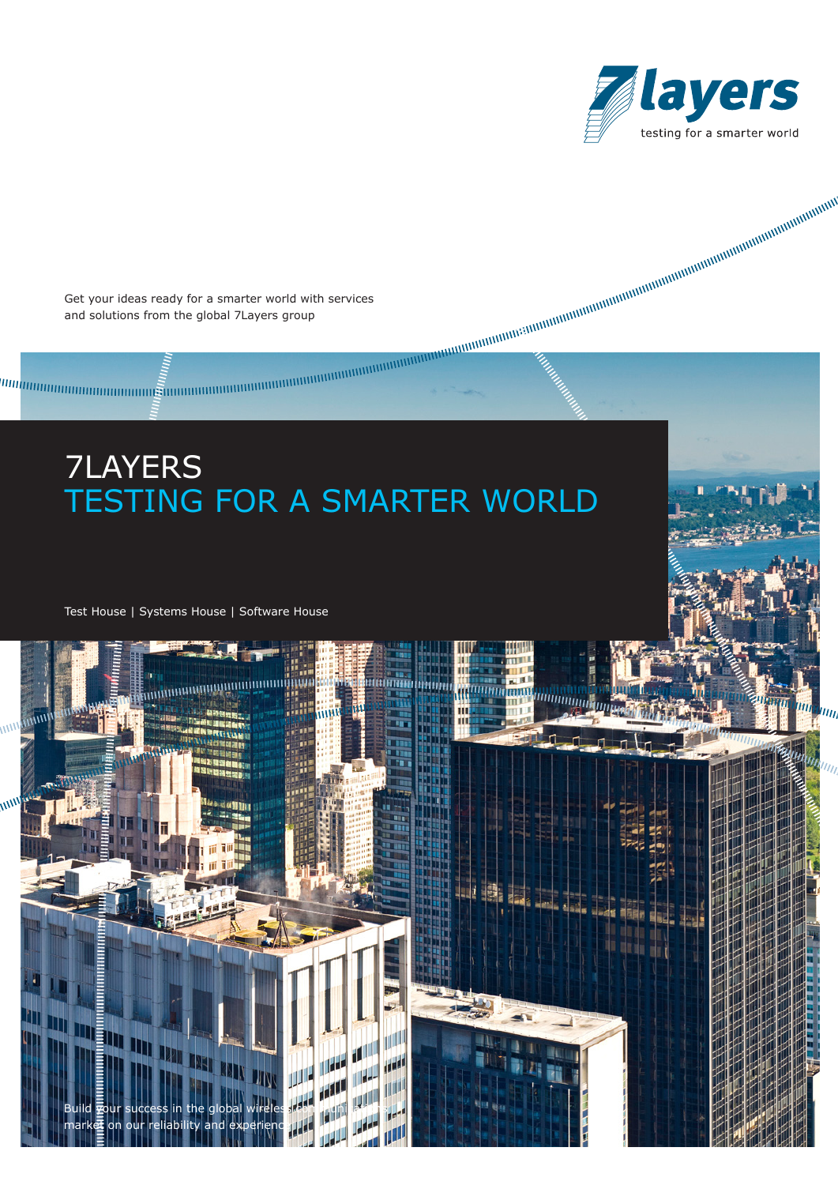7layers
testing for a smarter world

Get your ideas ready for a smarter world with services and solutions from the global 7Layers group

# 7LAYERS
# TESTING FOR A SMARTER WORLD

Test House | Systems House | Software House

Build your success in the global wireless communications market on our reliability and experience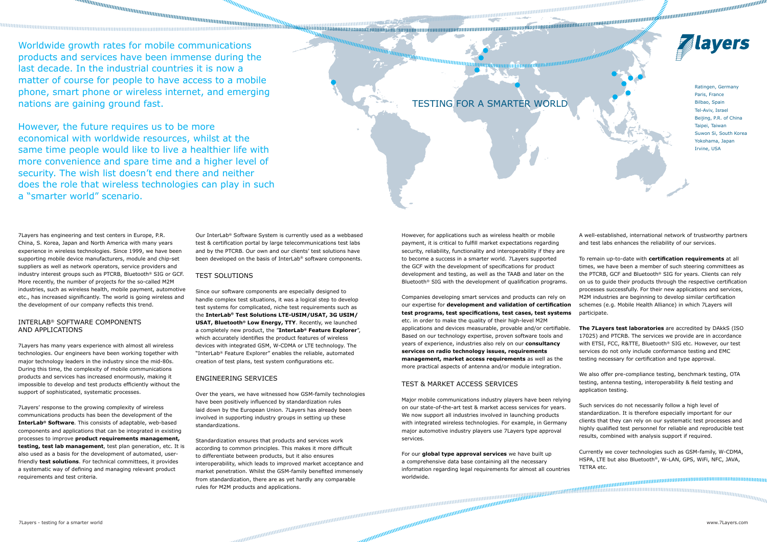Worldwide growth rates for mobile communications products and services have been immense during the last decade. In the industrial countries it is now a matter of course for people to have access to a mobile phone, smart phone or wireless internet, and emerging nations are gaining ground fast.

However, the future requires us to be more economical with worldwide resources, whilst at the same time people would like to live a healthier life with more convenience and spare time and a higher level of security. The wish list doesn't end there and neither does the role that wireless technologies can play in such a "smarter world" scenario.

# TESTING FOR A SMARTER WORLD

Ratingen, Germany
Paris, France
Bilbao, Spain
Tel-Aviv, Israel
Beijing, P.R. of China
Taipei, Taiwan
Suwon Si, South Korea
Yokohama, Japan
Irvine, USA

7Layers has engineering and test centers in Europe, P.R. China, S. Korea, Japan and North America with many years experience in wireless technologies. Since 1999, we have been supporting mobile device manufacturers, module and chip-set suppliers as well as network operators, service providers and industry interest groups such as PTCRB, Bluetooth® SIG or GCF. More recently, the number of projects for the so-called M2M industries, such as wireless health, mobile payment, automotive etc., has increased significantly. The world is going wireless and the development of our company reflects this trend.

## INTERLAB® SOFTWARE COMPONENTS AND APPLICATIONS

7Layers has many years experience with almost all wireless technologies. Our engineers have been working together with major technology leaders in the industry since the mid-80s. During this time, the complexity of mobile communications products and services has increased enormously, making it impossible to develop and test products efficiently without the support of sophisticated, systematic processes.

7Layers' response to the growing complexity of wireless communications products has been the development of the **InterLab® Software**. This consists of adaptable, web-based components and applications that can be integrated in existing processes to improve **product requirements management, testing, test lab management**, test plan generation, etc. It is also used as a basis for the development of automated, user-friendly **test solutions**. For technical committees, it provides a systematic way of defining and managing relevant product requirements and test criteria.

Our InterLab® Software System is currently used as a webbased test & certification portal by large telecommunications test labs and by the PTCRB. Our own and our clients' test solutions have been developed on the basis of InterLab® software components.

## TEST SOLUTIONS

Since our software components are especially designed to handle complex test situations, it was a logical step to develop test systems for complicated, niche test requirements such as the **InterLab® Test Solutions LTE-USIM/USAT, 3G USIM/USAT, Bluetooth® Low Energy, TTY**. Recently, we launched a completely new product, the "**InterLab® Feature Explorer**", which accurately identifies the product features of wireless devices with integrated GSM, W-CDMA or LTE technology. The "InterLab® Feature Explorer" enables the reliable, automated creation of test plans, test system configurations etc.

## ENGINEERING SERVICES

Over the years, we have witnessed how GSM-family technologies have been positively influenced by standardization rules laid down by the European Union. 7Layers has already been involved in supporting industry groups in setting up these standardizations.

Standardization ensures that products and services work according to common principles. This makes it more difficult to differentiate between products, but it also ensures interoperability, which leads to improved market acceptance and market penetration. Whilst the GSM-family benefited immensely from standardization, there are as yet hardly any comparable rules for M2M products and applications.

However, for applications such as wireless health or mobile payment, it is critical to fulfill market expectations regarding security, reliability, functionality and interoperability if they are to become a success in a smarter world. 7Layers supported the GCF with the development of specifications for product development and testing, as well as the TAAB and later on the Bluetooth® SIG with the development of qualification programs.

Companies developing smart services and products can rely on our expertise for **development and validation of certification test programs, test specifications, test cases, test systems** etc. in order to make the quality of their high-level M2M applications and devices measurable, provable and/or certifiable. Based on our technology expertise, proven software tools and years of experience, industries also rely on our **consultancy services on radio technology issues, requirements management, market access requirements** as well as the more practical aspects of antenna and/or module integration.

## TEST & MARKET ACCESS SERVICES

Major mobile communications industry players have been relying on our state-of-the-art test & market access services for years. We now support all industries involved in launching products with integrated wireless technologies. For example, in Germany major automotive industry players use 7Layers type approval services.

For our **global type approval services** we have built up a comprehensive data base containing all the necessary information regarding legal requirements for almost all countries worldwide.

A well-established, international network of trustworthy partners and test labs enhances the reliability of our services.

To remain up-to-date with **certification requirements** at all times, we have been a member of such steering committees as the PTCRB, GCF and Bluetooth® SIG for years. Clients can rely on us to guide their products through the respective certification processes successfully. For their new applications and services, M2M industries are beginning to develop similar certification schemes (e.g. Mobile Health Alliance) in which 7Layers will participate.

**The 7Layers test laboratories** are accredited by DAkkS (ISO 17025) and PTCRB. The services we provide are in accordance with ETSI, FCC, R&TTE, Bluetooth® SIG etc. However, our test services do not only include conformance testing and EMC testing necessary for certification and type approval.

We also offer pre-compliance testing, benchmark testing, OTA testing, antenna testing, interoperability & field testing and application testing.

Such services do not necessarily follow a high level of standardization. It is therefore especially important for our clients that they can rely on our systematic test processes and highly qualified test personnel for reliable and reproducible test results, combined with analysis support if required.

Currently we cover technologies such as GSM-family, W-CDMA, HSPA, LTE but also Bluetooth®, W-LAN, GPS, WiFi, NFC, JAVA, TETRA etc.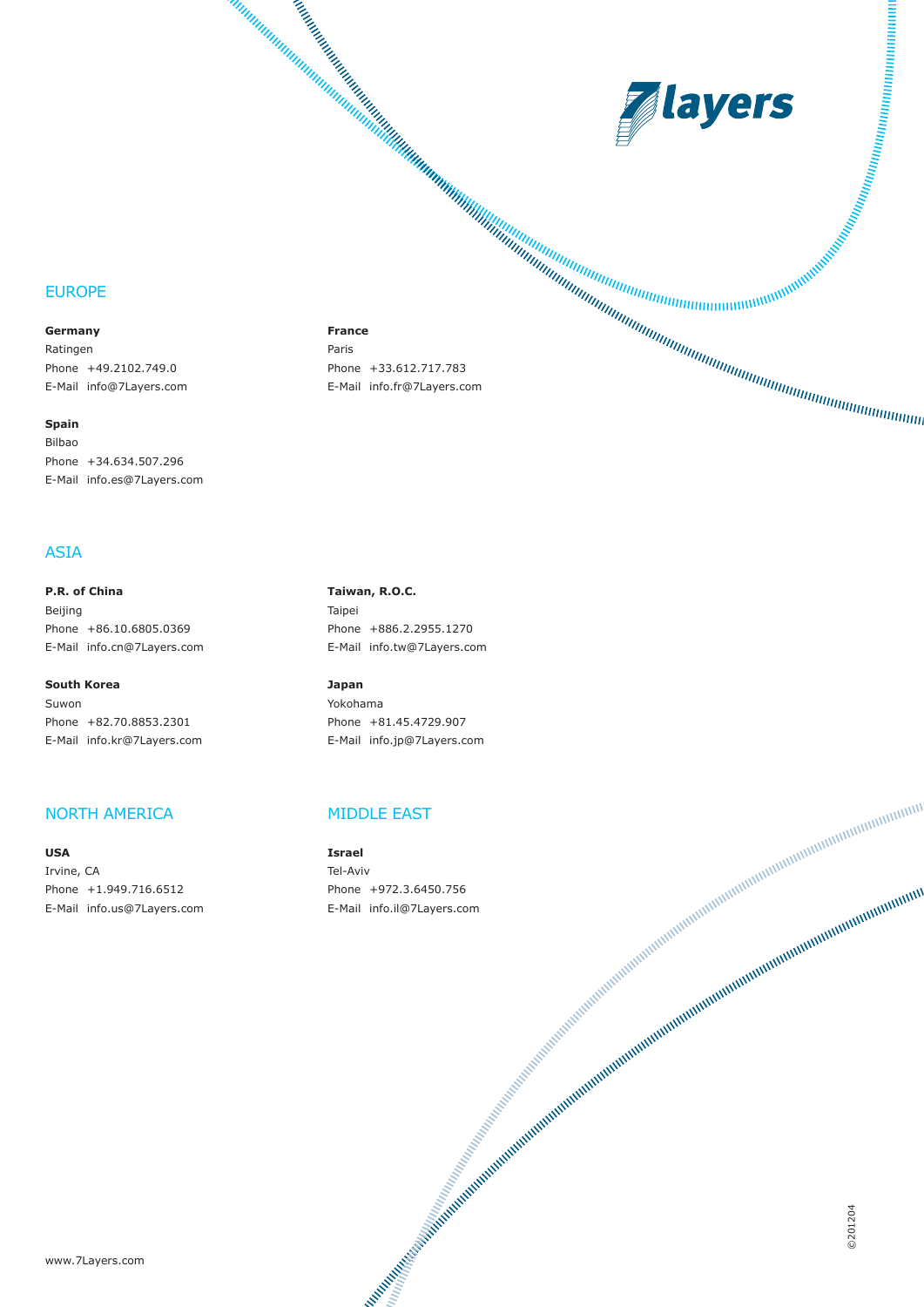7layers

## EUROPE

**Germany**
Ratingen
Phone +49.2102.749.0
E-Mail info@7Layers.com

**France**
Paris
Phone +33.612.717.783
E-Mail info.fr@7Layers.com

**Spain**
Bilbao
Phone +34.634.507.296
E-Mail info.es@7Layers.com

## ASIA

**P.R. of China**
Beijing
Phone +86.10.6805.0369
E-Mail info.cn@7Layers.com

**Taiwan, R.O.C.**
Taipei
Phone +886.2.2955.1270
E-Mail info.tw@7Layers.com

**South Korea**
Suwon
Phone +82.70.8853.2301
E-Mail info.kr@7Layers.com

**Japan**
Yokohama
Phone +81.45.4729.907
E-Mail info.jp@7Layers.com

## NORTH AMERICA

**USA**
Irvine, CA
Phone +1.949.716.6512
E-Mail info.us@7Layers.com

## MIDDLE EAST

**Israel**
Tel-Aviv
Phone +972.3.6450.756
E-Mail info.il@7Layers.com

www.7Layers.com

©201204